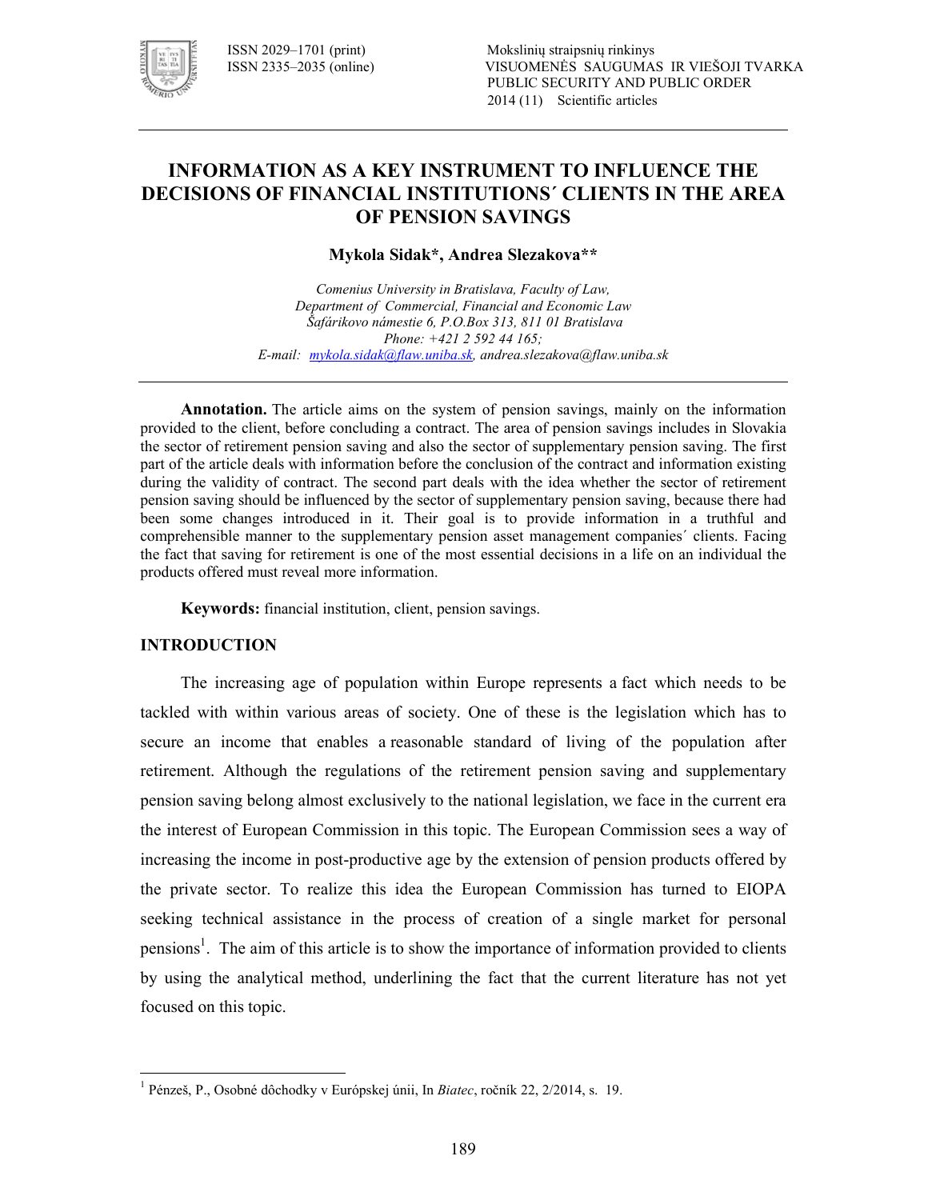# INFORMATION AS A KEY INSTRUMENT TO INFLUENCE THE DECISIONS OF FINANCIAL INSTITUTIONS´ CLIENTS IN THE AREA OF PENSION SAVINGS

**Mykola Sidak\*, Andrea Slezakova\*\***

*Comenius University in Bratislava, Faculty of Law,*
*Department of Commercial, Financial and Economic Law*
*Šafárikovo námestie 6, P.O.Box 313, 811 01 Bratislava*
*Phone: +421 2 592 44 165;*
*E-mail: mykola.sidak@flaw.uniba.sk, andrea.slezakova@flaw.uniba.sk*

**Annotation.** The article aims on the system of pension savings, mainly on the information provided to the client, before concluding a contract. The area of pension savings includes in Slovakia the sector of retirement pension saving and also the sector of supplementary pension saving. The first part of the article deals with information before the conclusion of the contract and information existing during the validity of contract. The second part deals with the idea whether the sector of retirement pension saving should be influenced by the sector of supplementary pension saving, because there had been some changes introduced in it. Their goal is to provide information in a truthful and comprehensible manner to the supplementary pension asset management companies´ clients. Facing the fact that saving for retirement is one of the most essential decisions in a life on an individual the products offered must reveal more information.

**Keywords:** financial institution, client, pension savings.

## INTRODUCTION

The increasing age of population within Europe represents a fact which needs to be tackled with within various areas of society. One of these is the legislation which has to secure an income that enables a reasonable standard of living of the population after retirement. Although the regulations of the retirement pension saving and supplementary pension saving belong almost exclusively to the national legislation, we face in the current era the interest of European Commission in this topic. The European Commission sees a way of increasing the income in post-productive age by the extension of pension products offered by the private sector. To realize this idea the European Commission has turned to EIOPA seeking technical assistance in the process of creation of a single market for personal pensions[1]. The aim of this article is to show the importance of information provided to clients by using the analytical method, underlining the fact that the current literature has not yet focused on this topic.

[1] Pénzeš, P., Osobné dôchodky v Európskej únii, In *Biatec*, ročník 22, 2/2014, s. 19.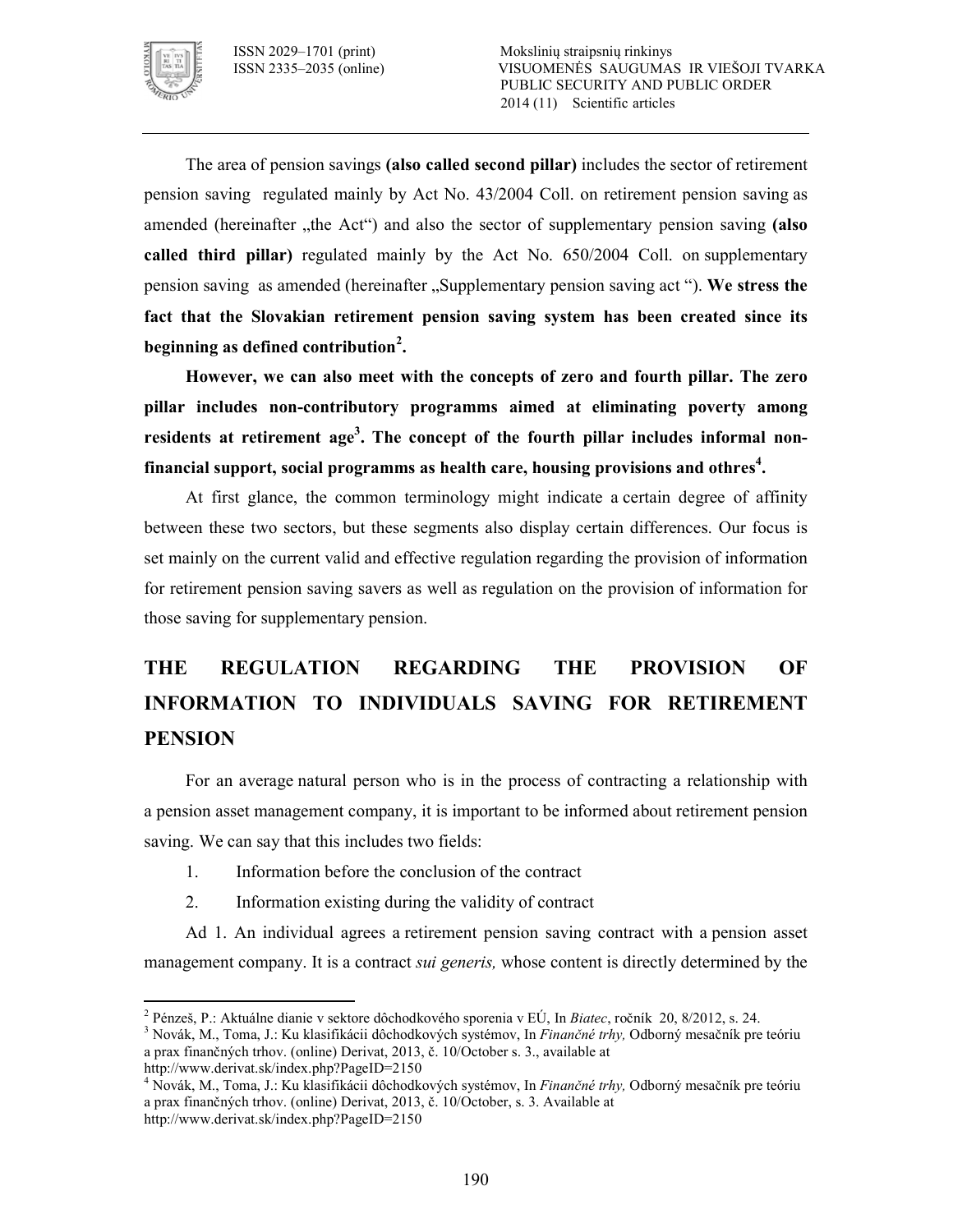The area of pension savings **(also called second pillar)** includes the sector of retirement pension saving regulated mainly by Act No. 43/2004 Coll. on retirement pension saving as amended (hereinafter „the Act") and also the sector of supplementary pension saving **(also called third pillar)** regulated mainly by the Act No. 650/2004 Coll. on supplementary pension saving as amended (hereinafter „Supplementary pension saving act "). **We stress the fact that the Slovakian retirement pension saving system has been created since its beginning as defined contribution[2].**

**However, we can also meet with the concepts of zero and fourth pillar. The zero pillar includes non-contributory programms aimed at eliminating poverty among residents at retirement age[3]. The concept of the fourth pillar includes informal non-financial support, social programms as health care, housing provisions and othres[4].**

At first glance, the common terminology might indicate a certain degree of affinity between these two sectors, but these segments also display certain differences. Our focus is set mainly on the current valid and effective regulation regarding the provision of information for retirement pension saving savers as well as regulation on the provision of information for those saving for supplementary pension.

## THE REGULATION REGARDING THE PROVISION OF INFORMATION TO INDIVIDUALS SAVING FOR RETIREMENT PENSION

For an average natural person who is in the process of contracting a relationship with a pension asset management company, it is important to be informed about retirement pension saving. We can say that this includes two fields:

1. Information before the conclusion of the contract
2. Information existing during the validity of contract

Ad 1. An individual agrees a retirement pension saving contract with a pension asset management company. It is a contract *sui generis,* whose content is directly determined by the

---

[2] Pénzeš, P.: Aktuálne dianie v sektore dôchodkového sporenia v EÚ, In *Biatec*, ročník 20, 8/2012, s. 24.

[3] Novák, M., Toma, J.: Ku klasifikácii dôchodkových systémov, In *Finančné trhy,* Odborný mesačník pre teóriu a prax finančných trhov. (online) Derivat, 2013, č. 10/October s. 3., available at http://www.derivat.sk/index.php?PageID=2150

[4] Novák, M., Toma, J.: Ku klasifikácii dôchodkových systémov, In *Finančné trhy,* Odborný mesačník pre teóriu a prax finančných trhov. (online) Derivat, 2013, č. 10/October, s. 3. Available at http://www.derivat.sk/index.php?PageID=2150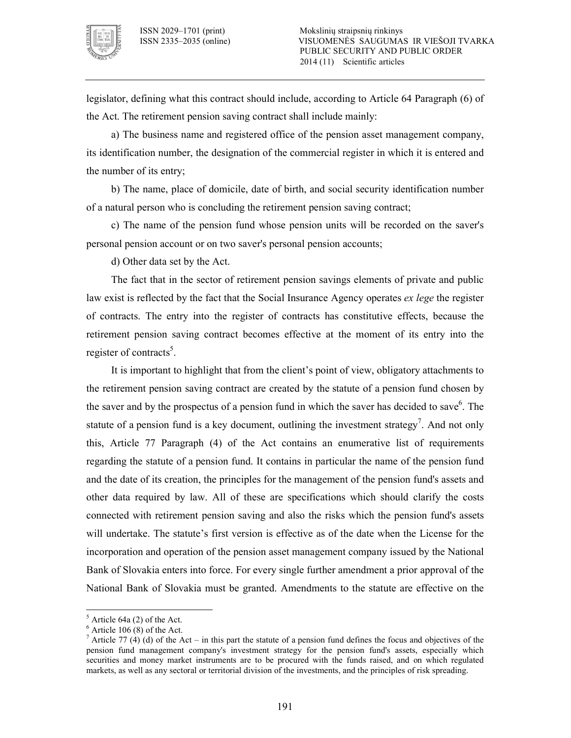legislator, defining what this contract should include, according to Article 64 Paragraph (6) of the Act. The retirement pension saving contract shall include mainly:

a) The business name and registered office of the pension asset management company, its identification number, the designation of the commercial register in which it is entered and the number of its entry;

b) The name, place of domicile, date of birth, and social security identification number of a natural person who is concluding the retirement pension saving contract;

c) The name of the pension fund whose pension units will be recorded on the saver's personal pension account or on two saver's personal pension accounts;

d) Other data set by the Act.

The fact that in the sector of retirement pension savings elements of private and public law exist is reflected by the fact that the Social Insurance Agency operates *ex lege* the register of contracts. The entry into the register of contracts has constitutive effects, because the retirement pension saving contract becomes effective at the moment of its entry into the register of contracts[5].

It is important to highlight that from the client's point of view, obligatory attachments to the retirement pension saving contract are created by the statute of a pension fund chosen by the saver and by the prospectus of a pension fund in which the saver has decided to save[6]. The statute of a pension fund is a key document, outlining the investment strategy[7]. And not only this, Article 77 Paragraph (4) of the Act contains an enumerative list of requirements regarding the statute of a pension fund. It contains in particular the name of the pension fund and the date of its creation, the principles for the management of the pension fund's assets and other data required by law. All of these are specifications which should clarify the costs connected with retirement pension saving and also the risks which the pension fund's assets will undertake. The statute's first version is effective as of the date when the License for the incorporation and operation of the pension asset management company issued by the National Bank of Slovakia enters into force. For every single further amendment a prior approval of the National Bank of Slovakia must be granted. Amendments to the statute are effective on the

---

[5] Article 64a (2) of the Act.

[6] Article 106 (8) of the Act.

[7] Article 77 (4) (d) of the Act – in this part the statute of a pension fund defines the focus and objectives of the pension fund management company's investment strategy for the pension fund's assets, especially which securities and money market instruments are to be procured with the funds raised, and on which regulated markets, as well as any sectoral or territorial division of the investments, and the principles of risk spreading.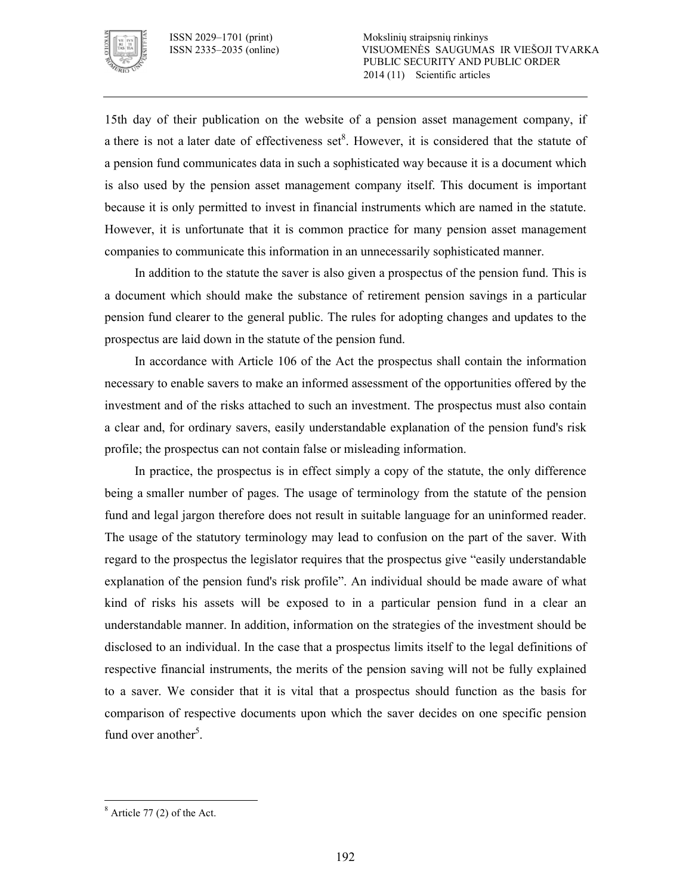15th day of their publication on the website of a pension asset management company, if a there is not a later date of effectiveness set[8]. However, it is considered that the statute of a pension fund communicates data in such a sophisticated way because it is a document which is also used by the pension asset management company itself. This document is important because it is only permitted to invest in financial instruments which are named in the statute. However, it is unfortunate that it is common practice for many pension asset management companies to communicate this information in an unnecessarily sophisticated manner.

In addition to the statute the saver is also given a prospectus of the pension fund. This is a document which should make the substance of retirement pension savings in a particular pension fund clearer to the general public. The rules for adopting changes and updates to the prospectus are laid down in the statute of the pension fund.

In accordance with Article 106 of the Act the prospectus shall contain the information necessary to enable savers to make an informed assessment of the opportunities offered by the investment and of the risks attached to such an investment. The prospectus must also contain a clear and, for ordinary savers, easily understandable explanation of the pension fund's risk profile; the prospectus can not contain false or misleading information.

In practice, the prospectus is in effect simply a copy of the statute, the only difference being a smaller number of pages. The usage of terminology from the statute of the pension fund and legal jargon therefore does not result in suitable language for an uninformed reader. The usage of the statutory terminology may lead to confusion on the part of the saver. With regard to the prospectus the legislator requires that the prospectus give "easily understandable explanation of the pension fund's risk profile". An individual should be made aware of what kind of risks his assets will be exposed to in a particular pension fund in a clear an understandable manner. In addition, information on the strategies of the investment should be disclosed to an individual. In the case that a prospectus limits itself to the legal definitions of respective financial instruments, the merits of the pension saving will not be fully explained to a saver. We consider that it is vital that a prospectus should function as the basis for comparison of respective documents upon which the saver decides on one specific pension fund over another[5].

---

[8] Article 77 (2) of the Act.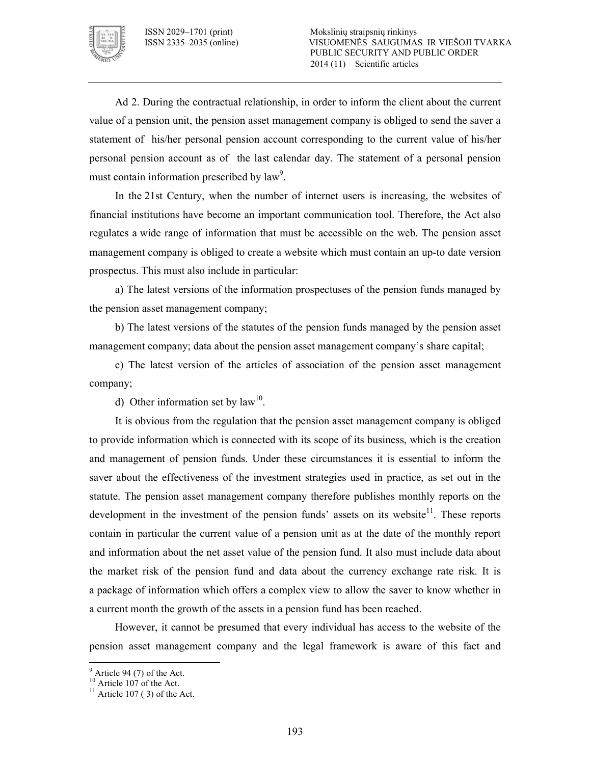Ad 2. During the contractual relationship, in order to inform the client about the current value of a pension unit, the pension asset management company is obliged to send the saver a statement of his/her personal pension account corresponding to the current value of his/her personal pension account as of the last calendar day. The statement of a personal pension must contain information prescribed by law[9].

In the 21st Century, when the number of internet users is increasing, the websites of financial institutions have become an important communication tool. Therefore, the Act also regulates a wide range of information that must be accessible on the web. The pension asset management company is obliged to create a website which must contain an up-to date version prospectus. This must also include in particular:

a) The latest versions of the information prospectuses of the pension funds managed by the pension asset management company;

b) The latest versions of the statutes of the pension funds managed by the pension asset management company; data about the pension asset management company's share capital;

c) The latest version of the articles of association of the pension asset management company;

d) Other information set by law[10].

It is obvious from the regulation that the pension asset management company is obliged to provide information which is connected with its scope of its business, which is the creation and management of pension funds. Under these circumstances it is essential to inform the saver about the effectiveness of the investment strategies used in practice, as set out in the statute. The pension asset management company therefore publishes monthly reports on the development in the investment of the pension funds' assets on its website[11]. These reports contain in particular the current value of a pension unit as at the date of the monthly report and information about the net asset value of the pension fund. It also must include data about the market risk of the pension fund and data about the currency exchange rate risk. It is a package of information which offers a complex view to allow the saver to know whether in a current month the growth of the assets in a pension fund has been reached.

However, it cannot be presumed that every individual has access to the website of the pension asset management company and the legal framework is aware of this fact and

---

[9] Article 94 (7) of the Act.
[10] Article 107 of the Act.
[11] Article 107 ( 3) of the Act.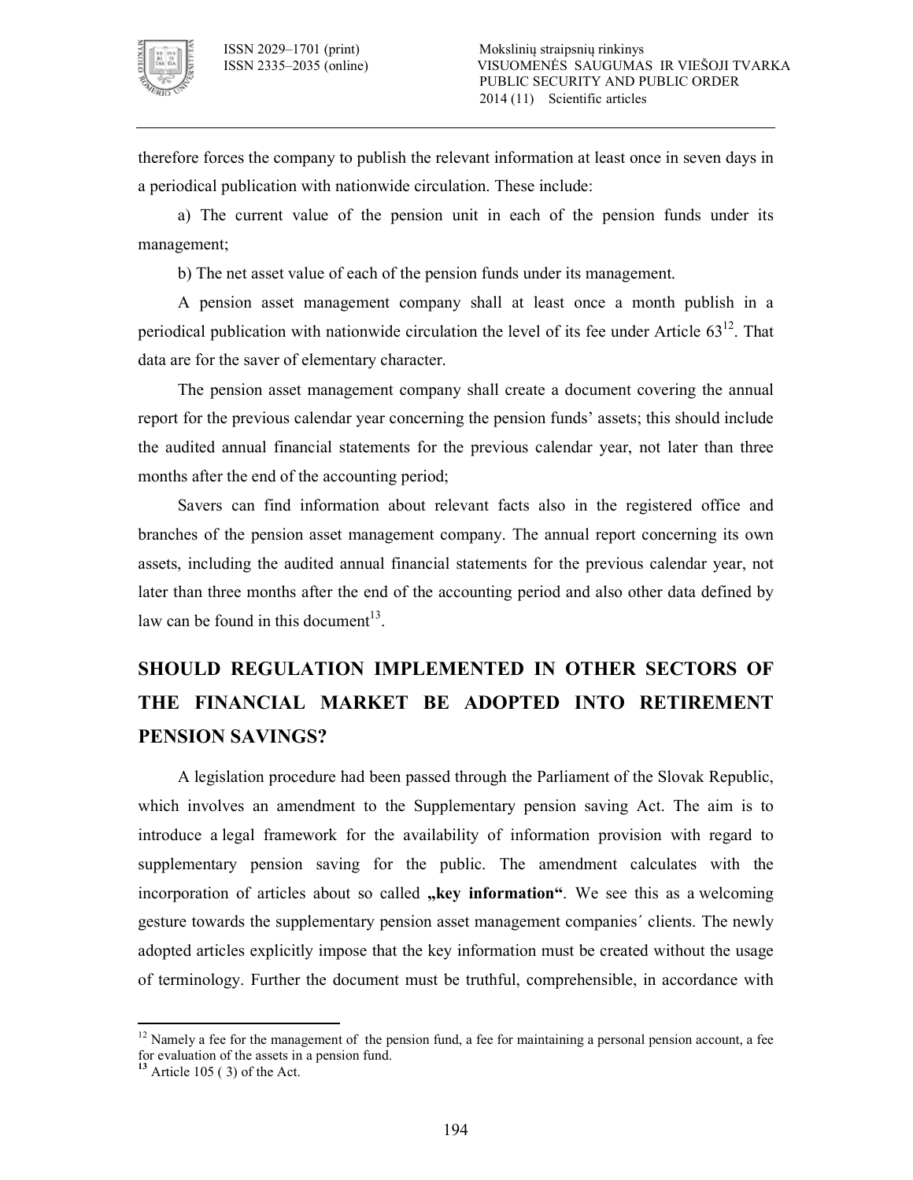therefore forces the company to publish the relevant information at least once in seven days in a periodical publication with nationwide circulation. These include:

a) The current value of the pension unit in each of the pension funds under its management;

b) The net asset value of each of the pension funds under its management.

A pension asset management company shall at least once a month publish in a periodical publication with nationwide circulation the level of its fee under Article 63[12]. That data are for the saver of elementary character.

The pension asset management company shall create a document covering the annual report for the previous calendar year concerning the pension funds' assets; this should include the audited annual financial statements for the previous calendar year, not later than three months after the end of the accounting period;

Savers can find information about relevant facts also in the registered office and branches of the pension asset management company. The annual report concerning its own assets, including the audited annual financial statements for the previous calendar year, not later than three months after the end of the accounting period and also other data defined by law can be found in this document[13].

## SHOULD REGULATION IMPLEMENTED IN OTHER SECTORS OF THE FINANCIAL MARKET BE ADOPTED INTO RETIREMENT PENSION SAVINGS?

A legislation procedure had been passed through the Parliament of the Slovak Republic, which involves an amendment to the Supplementary pension saving Act. The aim is to introduce a legal framework for the availability of information provision with regard to supplementary pension saving for the public. The amendment calculates with the incorporation of articles about so called **„key information“**. We see this as a welcoming gesture towards the supplementary pension asset management companies´ clients. The newly adopted articles explicitly impose that the key information must be created without the usage of terminology. Further the document must be truthful, comprehensible, in accordance with

---

[12] Namely a fee for the management of the pension fund, a fee for maintaining a personal pension account, a fee for evaluation of the assets in a pension fund.

[13] Article 105 ( 3) of the Act.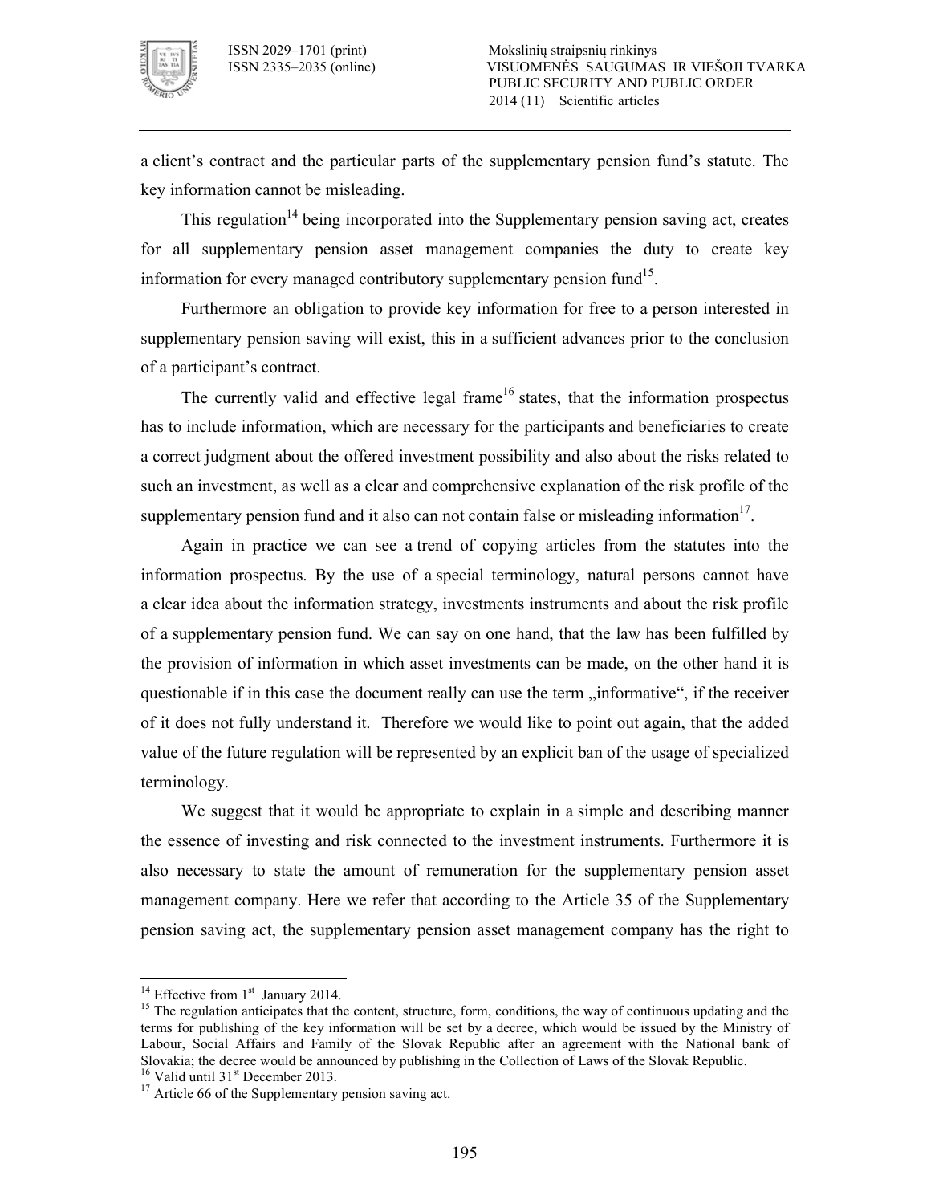a client's contract and the particular parts of the supplementary pension fund's statute. The key information cannot be misleading.

This regulation[14] being incorporated into the Supplementary pension saving act, creates for all supplementary pension asset management companies the duty to create key information for every managed contributory supplementary pension fund[15].

Furthermore an obligation to provide key information for free to a person interested in supplementary pension saving will exist, this in a sufficient advances prior to the conclusion of a participant's contract.

The currently valid and effective legal frame[16] states, that the information prospectus has to include information, which are necessary for the participants and beneficiaries to create a correct judgment about the offered investment possibility and also about the risks related to such an investment, as well as a clear and comprehensive explanation of the risk profile of the supplementary pension fund and it also can not contain false or misleading information[17].

Again in practice we can see a trend of copying articles from the statutes into the information prospectus. By the use of a special terminology, natural persons cannot have a clear idea about the information strategy, investments instruments and about the risk profile of a supplementary pension fund. We can say on one hand, that the law has been fulfilled by the provision of information in which asset investments can be made, on the other hand it is questionable if in this case the document really can use the term „informative", if the receiver of it does not fully understand it. Therefore we would like to point out again, that the added value of the future regulation will be represented by an explicit ban of the usage of specialized terminology.

We suggest that it would be appropriate to explain in a simple and describing manner the essence of investing and risk connected to the investment instruments. Furthermore it is also necessary to state the amount of remuneration for the supplementary pension asset management company. Here we refer that according to the Article 35 of the Supplementary pension saving act, the supplementary pension asset management company has the right to

---

[14] Effective from 1st January 2014.

[15] The regulation anticipates that the content, structure, form, conditions, the way of continuous updating and the terms for publishing of the key information will be set by a decree, which would be issued by the Ministry of Labour, Social Affairs and Family of the Slovak Republic after an agreement with the National bank of Slovakia; the decree would be announced by publishing in the Collection of Laws of the Slovak Republic.

[16] Valid until 31st December 2013.

[17] Article 66 of the Supplementary pension saving act.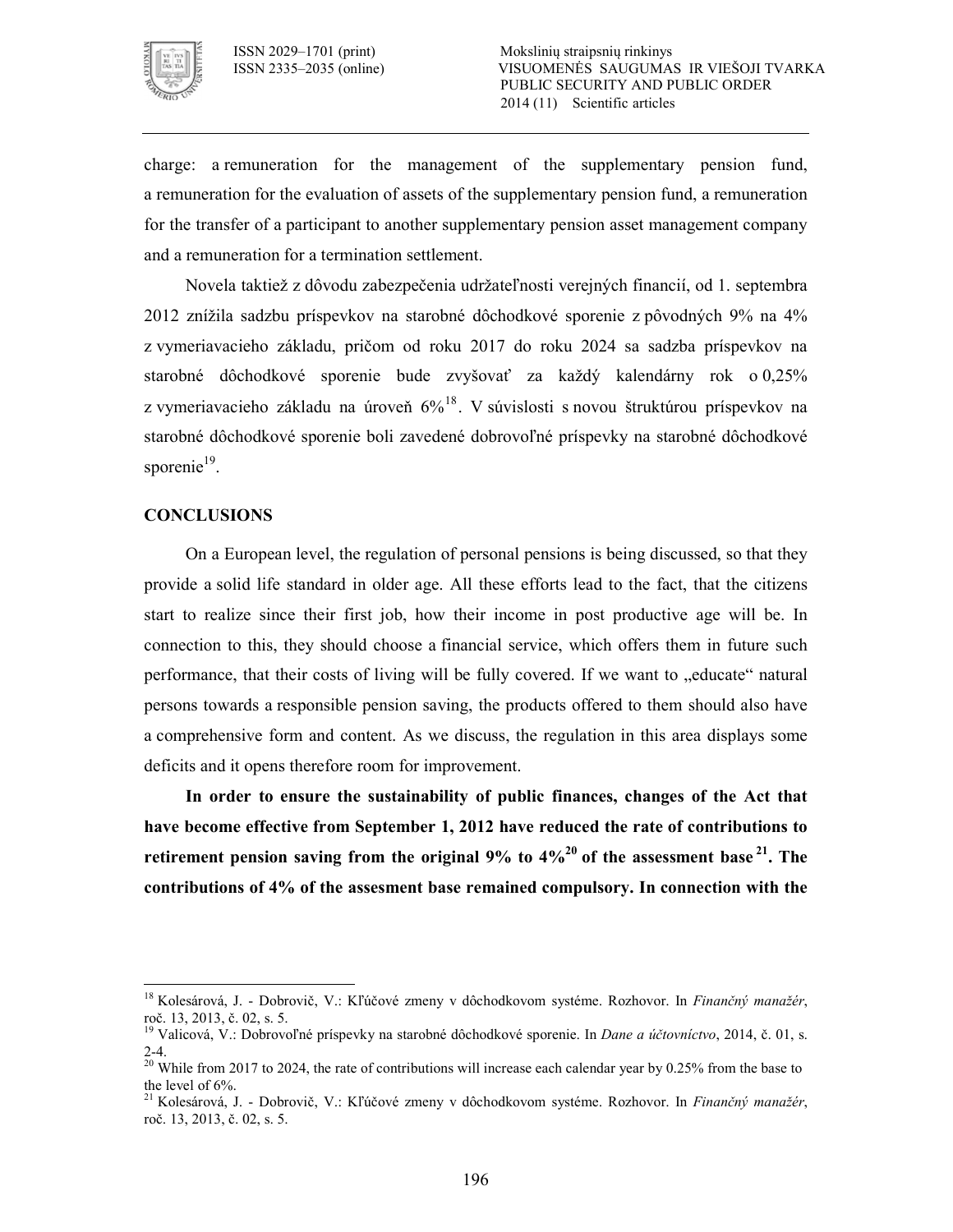charge: a remuneration for the management of the supplementary pension fund, a remuneration for the evaluation of assets of the supplementary pension fund, a remuneration for the transfer of a participant to another supplementary pension asset management company and a remuneration for a termination settlement.

Novela taktiež z dôvodu zabezpečenia udržateľnosti verejných financií, od 1. septembra 2012 znížila sadzbu príspevkov na starobné dôchodkové sporenie z pôvodných 9% na 4% z vymeriavacieho základu, pričom od roku 2017 do roku 2024 sa sadzba príspevkov na starobné dôchodkové sporenie bude zvyšovať za každý kalendárny rok o 0,25% z vymeriavacieho základu na úroveň 6%[18]. V súvislosti s novou štruktúrou príspevkov na starobné dôchodkové sporenie boli zavedené dobrovoľné príspevky na starobné dôchodkové sporenie[19].

## CONCLUSIONS

On a European level, the regulation of personal pensions is being discussed, so that they provide a solid life standard in older age. All these efforts lead to the fact, that the citizens start to realize since their first job, how their income in post productive age will be. In connection to this, they should choose a financial service, which offers them in future such performance, that their costs of living will be fully covered. If we want to „educate" natural persons towards a responsible pension saving, the products offered to them should also have a comprehensive form and content. As we discuss, the regulation in this area displays some deficits and it opens therefore room for improvement.

**In order to ensure the sustainability of public finances, changes of the Act that have become effective from September 1, 2012 have reduced the rate of contributions to retirement pension saving from the original 9% to 4%[20] of the assessment base[21]. The contributions of 4% of the assesment base remained compulsory. In connection with the**

---

[18] Kolesárová, J. - Dobrovič, V.: Kľúčové zmeny v dôchodkovom systéme. Rozhovor. In *Finančný manažér*, roč. 13, 2013, č. 02, s. 5.

[19] Valicová, V.: Dobrovoľné príspevky na starobné dôchodkové sporenie. In *Dane a účtovníctvo*, 2014, č. 01, s. 2-4.

[20] While from 2017 to 2024, the rate of contributions will increase each calendar year by 0.25% from the base to the level of 6%.

[21] Kolesárová, J. - Dobrovič, V.: Kľúčové zmeny v dôchodkovom systéme. Rozhovor. In *Finančný manažér*, roč. 13, 2013, č. 02, s. 5.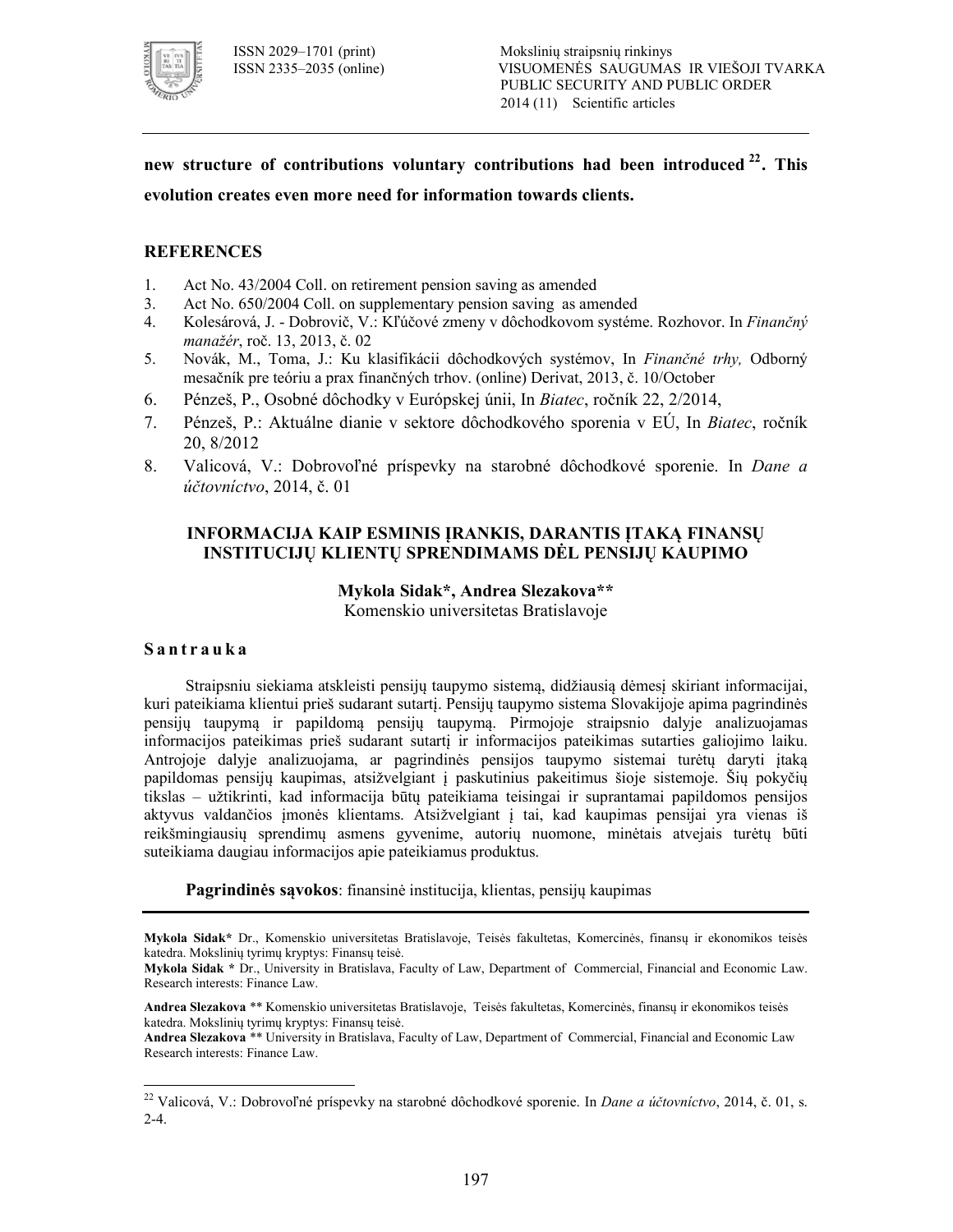**new structure of contributions voluntary contributions had been introduced [22]. This evolution creates even more need for information towards clients.**

## REFERENCES

1. Act No. 43/2004 Coll. on retirement pension saving as amended
3. Act No. 650/2004 Coll. on supplementary pension saving as amended
4. Kolesárová, J. - Dobrovič, V.: Kľúčové zmeny v dôchodkovom systéme. Rozhovor. In *Finančný manažér*, roč. 13, 2013, č. 02
5. Novák, M., Toma, J.: Ku klasifikácii dôchodkových systémov, In *Finančné trhy,* Odborný mesačník pre teóriu a prax finančných trhov. (online) Derivat, 2013, č. 10/October
6. Pénzeš, P., Osobné dôchodky v Európskej únii, In *Biatec*, ročník 22, 2/2014,
7. Pénzeš, P.: Aktuálne dianie v sektore dôchodkového sporenia v EÚ, In *Biatec*, ročník 20, 8/2012
8. Valicová, V.: Dobrovoľné príspevky na starobné dôchodkové sporenie. In *Dane a účtovníctvo*, 2014, č. 01

## INFORMACIJA KAIP ESMINIS ĮRANKIS, DARANTIS ĮTAKĄ FINANSŲ INSTITUCIJŲ KLIENTŲ SPRENDIMAMS DĖL PENSIJŲ KAUPIMO

**Mykola Sidak\*, Andrea Slezakova\*\***

Komenskio universitetas Bratislavoje

### Santrauka

Straipsniu siekiama atskleisti pensijų taupymo sistemą, didžiausią dėmesį skiriant informacijai, kuri pateikiama klientui prieš sudarant sutartį. Pensijų taupymo sistema Slovakijoje apima pagrindinės pensijų taupymą ir papildomą pensijų taupymą. Pirmojoje straipsnio dalyje analizuojamas informacijos pateikimas prieš sudarant sutartį ir informacijos pateikimas sutarties galiojimo laiku. Antrojoje dalyje analizuojama, ar pagrindinės pensijos taupymo sistemai turėtų daryti įtaką papildomas pensijų kaupimas, atsižvelgiant į paskutinius pakeitimus šioje sistemoje. Šių pokyčių tikslas – užtikrinti, kad informacija būtų pateikiama teisingai ir suprantamai papildomos pensijos aktyvus valdančios įmonės klientams. Atsižvelgiant į tai, kad kaupimas pensijai yra vienas iš reikšmingiausių sprendimų asmens gyvenime, autorių nuomone, minėtais atvejais turėtų būti suteikiama daugiau informacijos apie pateikiamus produktus.

**Pagrindinės sąvokos**: finansinė institucija, klientas, pensijų kaupimas

---

**Mykola Sidak\*** Dr., Komenskio universitetas Bratislavoje, Teisės fakultetas, Komercinės, finansų ir ekonomikos teisės katedra. Mokslinių tyrimų kryptys: Finansų teisė.

**Mykola Sidak \*** Dr., University in Bratislava, Faculty of Law, Department of Commercial, Financial and Economic Law. Research interests: Finance Law.

**Andrea Slezakova** \*\* Komenskio universitetas Bratislavoje, Teisės fakultetas, Komercinės, finansų ir ekonomikos teisės katedra. Mokslinių tyrimų kryptys: Finansų teisė.

**Andrea Slezakova** \*\* University in Bratislava, Faculty of Law, Department of Commercial, Financial and Economic Law Research interests: Finance Law.

---

[22] Valicová, V.: Dobrovoľné príspevky na starobné dôchodkové sporenie. In *Dane a účtovníctvo*, 2014, č. 01, s. 2-4.